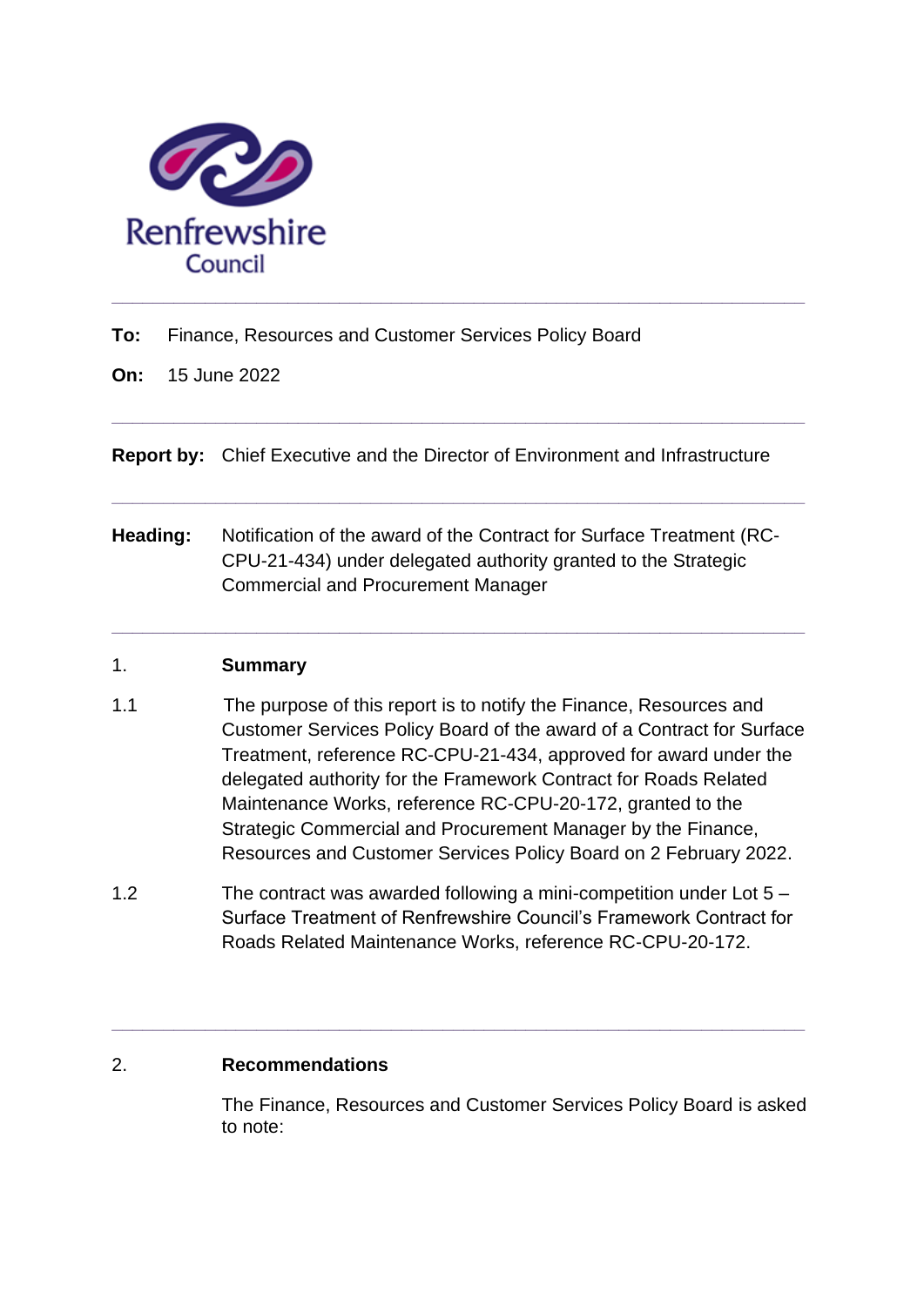Renfrewshire Council

---

**To:** Finance, Resources and Customer Services Policy Board

**On:** 15 June 2022

---

**Report by:** Chief Executive and the Director of Environment and Infrastructure

---

**Heading:** Notification of the award of the Contract for Surface Treatment (RC-CPU-21-434) under delegated authority granted to the Strategic Commercial and Procurement Manager

---

## 1. Summary

1.1 The purpose of this report is to notify the Finance, Resources and Customer Services Policy Board of the award of a Contract for Surface Treatment, reference RC-CPU-21-434, approved for award under the delegated authority for the Framework Contract for Roads Related Maintenance Works, reference RC-CPU-20-172, granted to the Strategic Commercial and Procurement Manager by the Finance, Resources and Customer Services Policy Board on 2 February 2022.

1.2 The contract was awarded following a mini-competition under Lot 5 – Surface Treatment of Renfrewshire Council's Framework Contract for Roads Related Maintenance Works, reference RC-CPU-20-172.

---

## 2. Recommendations

The Finance, Resources and Customer Services Policy Board is asked to note: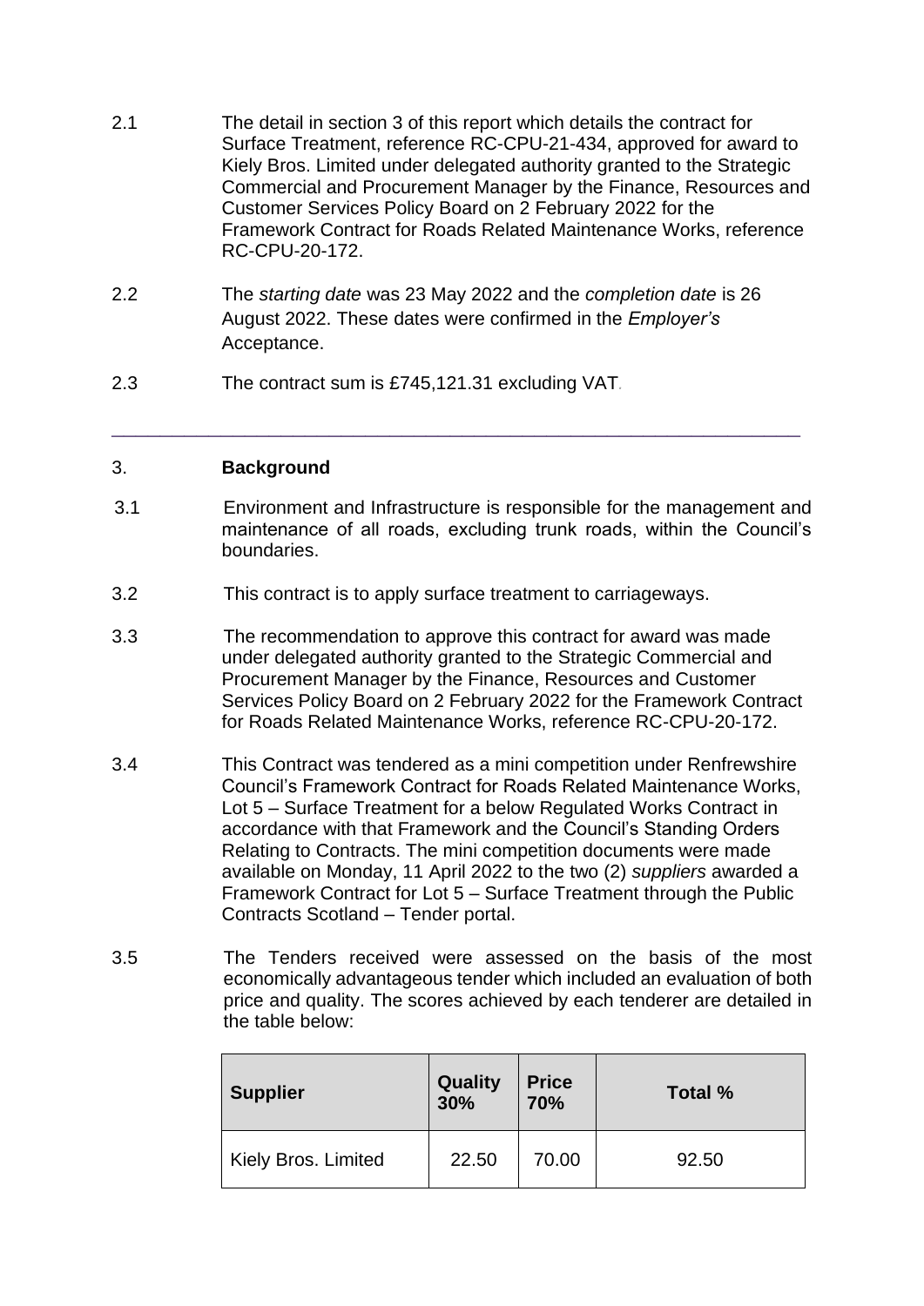2.1 The detail in section 3 of this report which details the contract for Surface Treatment, reference RC-CPU-21-434, approved for award to Kiely Bros. Limited under delegated authority granted to the Strategic Commercial and Procurement Manager by the Finance, Resources and Customer Services Policy Board on 2 February 2022 for the Framework Contract for Roads Related Maintenance Works, reference RC-CPU-20-172.

2.2 The *starting date* was 23 May 2022 and the *completion date* is 26 August 2022. These dates were confirmed in the *Employer's* Acceptance.

2.3 The contract sum is £745,121.31 excluding VAT.

---

## 3. **Background**

3.1 Environment and Infrastructure is responsible for the management and maintenance of all roads, excluding trunk roads, within the Council's boundaries.

3.2 This contract is to apply surface treatment to carriageways.

3.3 The recommendation to approve this contract for award was made under delegated authority granted to the Strategic Commercial and Procurement Manager by the Finance, Resources and Customer Services Policy Board on 2 February 2022 for the Framework Contract for Roads Related Maintenance Works, reference RC-CPU-20-172.

3.4 This Contract was tendered as a mini competition under Renfrewshire Council's Framework Contract for Roads Related Maintenance Works, Lot 5 – Surface Treatment for a below Regulated Works Contract in accordance with that Framework and the Council's Standing Orders Relating to Contracts. The mini competition documents were made available on Monday, 11 April 2022 to the two (2) *suppliers* awarded a Framework Contract for Lot 5 – Surface Treatment through the Public Contracts Scotland – Tender portal.

3.5 The Tenders received were assessed on the basis of the most economically advantageous tender which included an evaluation of both price and quality. The scores achieved by each tenderer are detailed in the table below:

| Supplier | Quality 30% | Price 70% | Total % |
|---|---|---|---|
| Kiely Bros. Limited | 22.50 | 70.00 | 92.50 |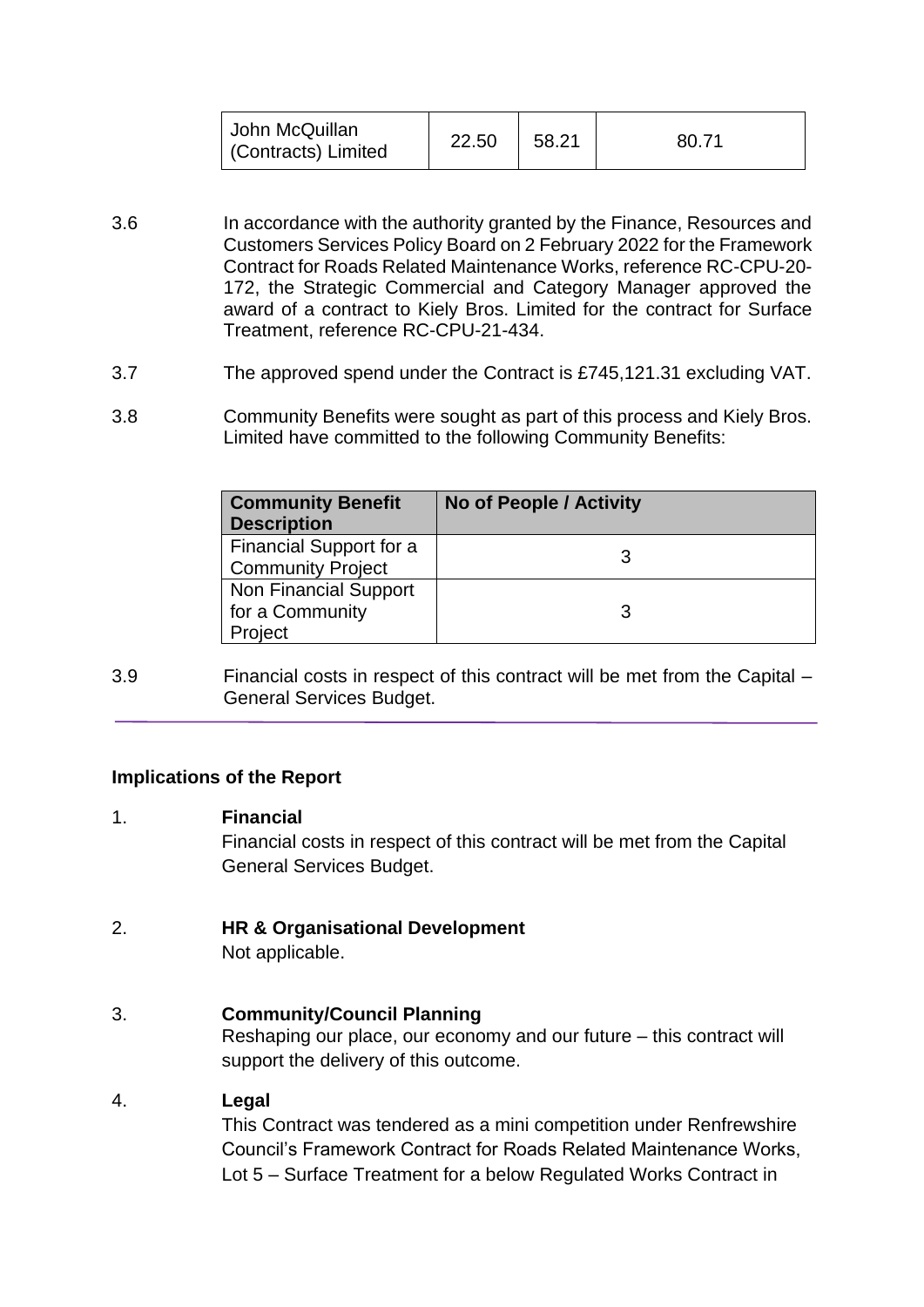| John McQuillan (Contracts) Limited | 22.50 | 58.21 | 80.71 |
|---|---|---|---|

3.6 In accordance with the authority granted by the Finance, Resources and Customers Services Policy Board on 2 February 2022 for the Framework Contract for Roads Related Maintenance Works, reference RC-CPU-20-172, the Strategic Commercial and Category Manager approved the award of a contract to Kiely Bros. Limited for the contract for Surface Treatment, reference RC-CPU-21-434.

3.7 The approved spend under the Contract is £745,121.31 excluding VAT.

3.8 Community Benefits were sought as part of this process and Kiely Bros. Limited have committed to the following Community Benefits:

| Community Benefit Description | No of People / Activity |
|---|---|
| Financial Support for a Community Project | 3 |
| Non Financial Support for a Community Project | 3 |

3.9 Financial costs in respect of this contract will be met from the Capital – General Services Budget.

---

**Implications of the Report**

1. **Financial**
   Financial costs in respect of this contract will be met from the Capital General Services Budget.

2. **HR & Organisational Development**
   Not applicable.

3. **Community/Council Planning**
   Reshaping our place, our economy and our future – this contract will support the delivery of this outcome.

4. **Legal**
   This Contract was tendered as a mini competition under Renfrewshire Council's Framework Contract for Roads Related Maintenance Works, Lot 5 – Surface Treatment for a below Regulated Works Contract in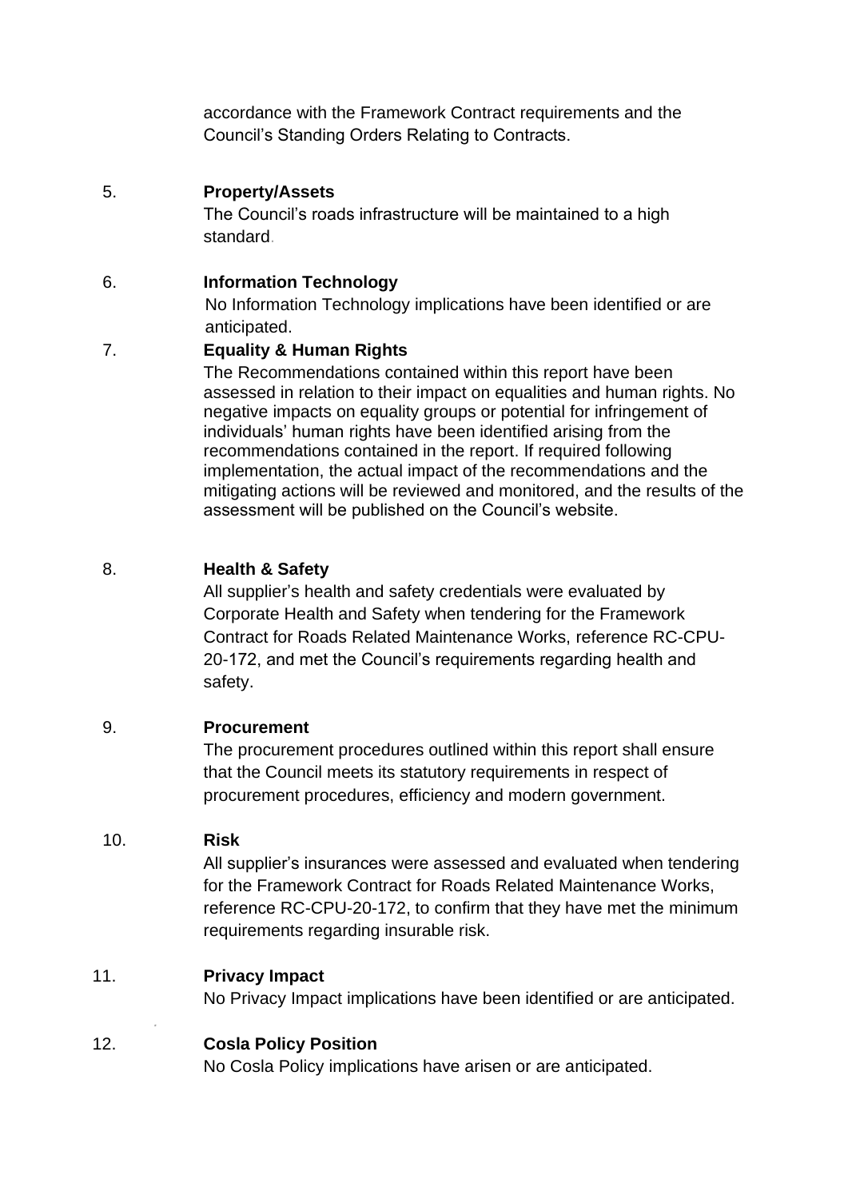accordance with the Framework Contract requirements and the Council's Standing Orders Relating to Contracts.

5. **Property/Assets**

The Council's roads infrastructure will be maintained to a high standard.

6. **Information Technology**

No Information Technology implications have been identified or are anticipated.

7. **Equality & Human Rights**

The Recommendations contained within this report have been assessed in relation to their impact on equalities and human rights. No negative impacts on equality groups or potential for infringement of individuals' human rights have been identified arising from the recommendations contained in the report. If required following implementation, the actual impact of the recommendations and the mitigating actions will be reviewed and monitored, and the results of the assessment will be published on the Council's website.

8. **Health & Safety**

All supplier's health and safety credentials were evaluated by Corporate Health and Safety when tendering for the Framework Contract for Roads Related Maintenance Works, reference RC-CPU-20-172, and met the Council's requirements regarding health and safety.

9. **Procurement**

The procurement procedures outlined within this report shall ensure that the Council meets its statutory requirements in respect of procurement procedures, efficiency and modern government.

10. **Risk**

All supplier's insurances were assessed and evaluated when tendering for the Framework Contract for Roads Related Maintenance Works, reference RC-CPU-20-172, to confirm that they have met the minimum requirements regarding insurable risk.

11. **Privacy Impact**

No Privacy Impact implications have been identified or are anticipated.

12. **Cosla Policy Position**

No Cosla Policy implications have arisen or are anticipated.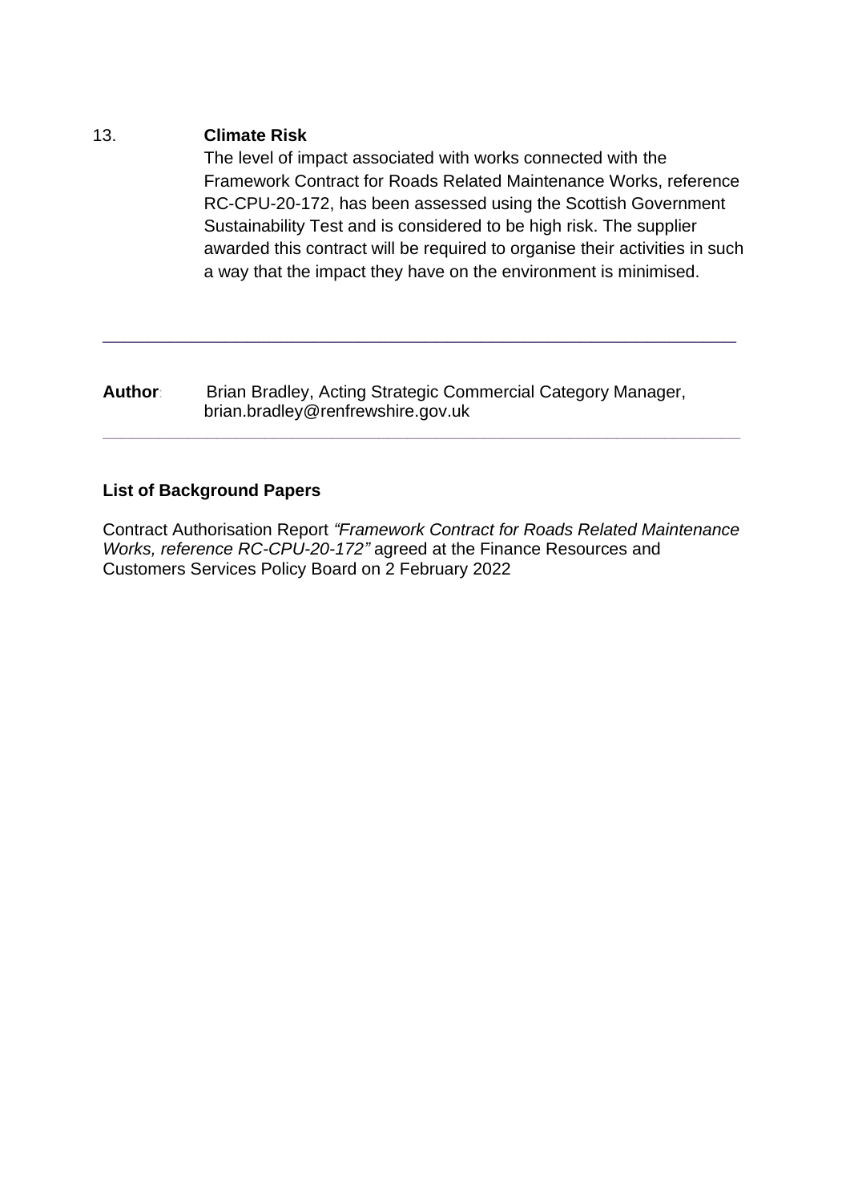13. **Climate Risk**

The level of impact associated with works connected with the Framework Contract for Roads Related Maintenance Works, reference RC-CPU-20-172, has been assessed using the Scottish Government Sustainability Test and is considered to be high risk. The supplier awarded this contract will be required to organise their activities in such a way that the impact they have on the environment is minimised.

---

**Author**: Brian Bradley, Acting Strategic Commercial Category Manager, brian.bradley@renfrewshire.gov.uk

---

**List of Background Papers**

Contract Authorisation Report *"Framework Contract for Roads Related Maintenance Works, reference RC-CPU-20-172"* agreed at the Finance Resources and Customers Services Policy Board on 2 February 2022